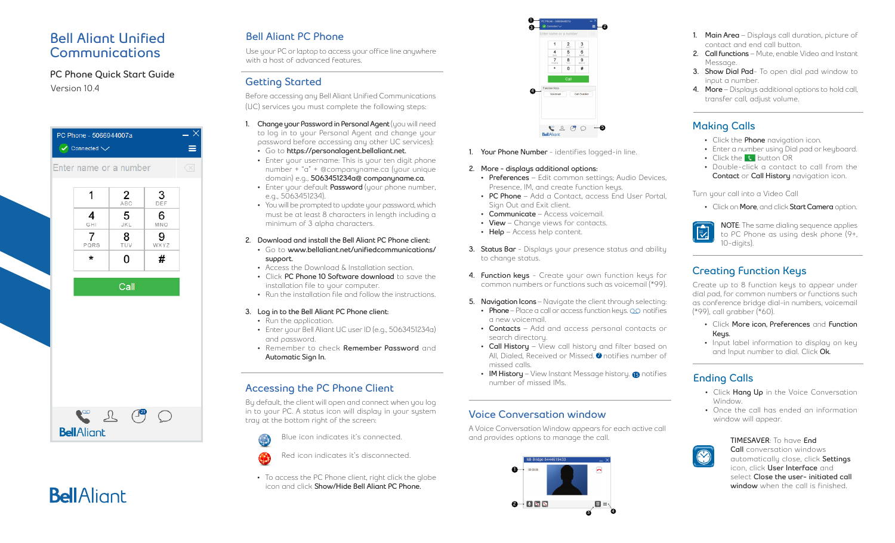# Bell Aliant Unified Communications

PC Phone Quick Start Guide

Version 10.4

## Bell Aliant PC Phone

Use your PC or laptop to access your office line anywhere with a host of advanced features.

## Getting Started

Before accessing any Bell Aliant Unified Communications (UC) services you must complete the following steps:

1. **Change your Password in Personal Agent** (you will need to log in to your Personal Agent and change your password before accessing any other UC services):
   - Go to **https://personalagent.bellaliant.net.**
   - Enter your username: This is your ten digit phone number + "a" + @companyname.ca (your unique domain) e.g., **5063451234a@ companyname.ca.**
   - Enter your default **Password** (your phone number, e.g., 5063451234).
   - You will be prompted to update your password, which must be at least 8 characters in length including a minimum of 3 alpha characters.
2. **Download and install the Bell Aliant PC Phone client:**
   - Go to **www.bellaliant.net/unifiedcommunications/ support.**
   - Access the Download & Installation section.
   - Click **PC Phone 10 Software download** to save the installation file to your computer.
   - Run the installation file and follow the instructions.
3. **Log in to the Bell Aliant PC Phone client:**
   - Run the application.
   - Enter your Bell Aliant UC user ID (e.g., 5063451234a) and password.
   - Remember to check **Remember Password** and **Automatic Sign In.**

## Accessing the PC Phone Client

By default, the client will open and connect when you log in to your PC. A status icon will display in your system tray at the bottom right of the screen:

Blue icon indicates it's connected.

Red icon indicates it's disconnected.

- To access the PC Phone client, right click the globe icon and click **Show/Hide Bell Aliant PC Phone.**

1. **Your Phone Number** - identifies logged-in line.
2. **More - displays additional options:**
   - **Preferences** – Edit common settings; Audio Devices, Presence, IM, and create function keys.
   - **PC Phone** – Add a Contact, access End User Portal, Sign Out and Exit client.
   - **Communicate** – Access voicemail.
   - **View** – Change views for contacts.
   - **Help** – Access help content.
3. **Status Bar** - Displays your presence status and ability to change status.
4. **Function keys** – Create your own function keys for common numbers or functions such as voicemail (*99).
5. **Navigation Icons** – Navigate the client through selecting:
   - **Phone** – Place a call or access function keys. notifies a new voicemail.
   - **Contacts** – Add and access personal contacts or search directory.
   - **Call History** – View call history and filter based on All, Dialed, Received or Missed. notifies number of missed calls.
   - **IM History** – View Instant Message history. notifies number of missed IMs.

## Voice Conversation window

A Voice Conversation Window appears for each active call and provides options to manage the call.

1. **Main Area** – Displays call duration, picture of contact and end call button.
2. **Call functions** – Mute, enable Video and Instant Message.
3. **Show Dial Pad**- To open dial pad window to input a number.
4. **More** – Displays additional options to hold call, transfer call, adjust volume.

## Making Calls

- Click the **Phone** navigation icon.
- Enter a number using Dial pad or keyboard.
- Click the button OR
- Double-click a contact to call from the **Contact** or **Call History** navigation icon.

Turn your call into a Video Call

- Click on **More**, and click **Start Camera** option.

NOTE: The same dialing sequence applies to PC Phone as using desk phone (9+, 10-digits).

## Creating Function Keys

Create up to 8 function keys to appear under dial pad, for common numbers or functions such as conference bridge dial-in numbers, voicemail (*99), call grabber (*60).

- Click **More** icon, **Preferences** and **Function Keys.**
- Input label information to display on key and Input number to dial. Click **Ok.**

## Ending Calls

- Click **Hang Up** in the Voice Conversation Window.
- Once the call has ended an information window will appear.

TIMESAVER: To have **End Call** conversation windows automatically close, click **Settings** icon, click **User Interface** and select **Close the user- initiated call window** when the call is finished.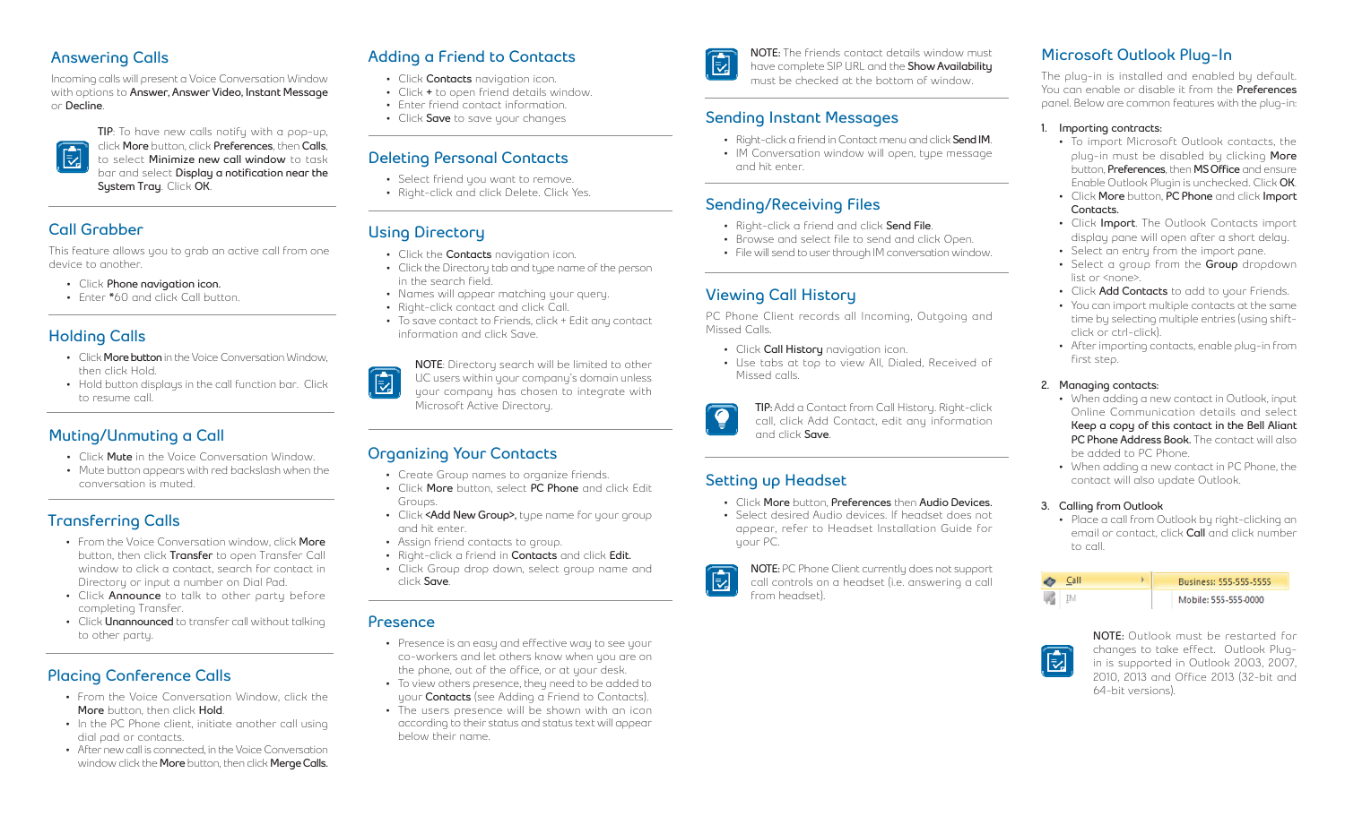## Answering Calls

Incoming calls will present a Voice Conversation Window with options to **Answer, Answer Video, Instant Message** or **Decline**.

**TIP**: To have new calls notify with a pop-up, click **More** button, click **Preferences**, then **Calls**, to select **Minimize new call window** to task bar and select **Display a notification near the System Tray**. Click **OK**.

## Call Grabber

This feature allows you to grab an active call from one device to another.

- Click **Phone navigation icon.**
- Enter *60 and click Call button.

## Holding Calls

- Click **More button** in the Voice Conversation Window, then click Hold.
- Hold button displays in the call function bar. Click to resume call.

## Muting/Unmuting a Call

- Click **Mute** in the Voice Conversation Window.
- Mute button appears with red backslash when the conversation is muted.

## Transferring Calls

- From the Voice Conversation window, click **More** button, then click **Transfer** to open Transfer Call window to click a contact, search for contact in Directory or input a number on Dial Pad.
- Click **Announce** to talk to other party before completing Transfer.
- Click **Unannounced** to transfer call without talking to other party.

## Placing Conference Calls

- From the Voice Conversation Window, click the **More** button, then click **Hold**.
- In the PC Phone client, initiate another call using dial pad or contacts.
- After new call is connected, in the Voice Conversation window click the **More** button, then click **Merge Calls.**

## Adding a Friend to Contacts

- Click **Contacts** navigation icon.
- Click **+** to open friend details window.
- Enter friend contact information.
- Click **Save** to save your changes

## Deleting Personal Contacts

- Select friend you want to remove.
- Right-click and click Delete. Click Yes.

## Using Directory

- Click the **Contacts** navigation icon.
- Click the Directory tab and type name of the person in the search field.
- Names will appear matching your query.
- Right-click contact and click Call.
- To save contact to Friends, click + Edit any contact information and click Save.

**NOTE**: Directory search will be limited to other UC users within your company's domain unless your company has chosen to integrate with Microsoft Active Directory.

## Organizing Your Contacts

- Create Group names to organize friends.
- Click **More** button, select **PC Phone** and click Edit Groups.
- Click **<Add New Group>,** type name for your group and hit enter.
- Assign friend contacts to group.
- Right-click a friend in **Contacts** and click **Edit.**
- Click Group drop down, select group name and click **Save**.

## Presence

- Presence is an easy and effective way to see your co-workers and let others know when you are on the phone, out of the office, or at your desk.
- To view others presence, they need to be added to your **Contacts** (see Adding a Friend to Contacts).
- The users presence will be shown with an icon according to their status and status text will appear below their name.

**NOTE:** The friends contact details window must have complete SIP URL and the **Show Availability** must be checked at the bottom of window.

## Sending Instant Messages

- Right-click a friend in Contact menu and click **Send IM.**
- IM Conversation window will open, type message and hit enter.

## Sending/Receiving Files

- Right-click a friend and click **Send File**.
- Browse and select file to send and click Open.
- File will send to user through IM conversation window.

## Viewing Call History

PC Phone Client records all Incoming, Outgoing and Missed Calls.

- Click **Call History** navigation icon.
- Use tabs at top to view All, Dialed, Received of Missed calls.

**TIP:** Add a Contact from Call History. Right-click call, click Add Contact, edit any information and click **Save**.

## Setting up Headset

- Click **More** button, **Preferences** then **Audio Devices.**
- Select desired Audio devices. If headset does not appear, refer to Headset Installation Guide for your PC.

**NOTE:** PC Phone Client currently does not support call controls on a headset (i.e. answering a call from headset).

## Microsoft Outlook Plug-In

The plug-in is installed and enabled by default. You can enable or disable it from the **Preferences** panel. Below are common features with the plug-in:

1. Importing contracts:
   - To import Microsoft Outlook contacts, the plug-in must be disabled by clicking **More** button, **Preferences**, then **MS Office** and ensure Enable Outlook Plugin is unchecked. Click **OK**.
   - Click **More** button, **PC Phone** and click **Import Contacts.**
   - Click **Import**. The Outlook Contacts import display pane will open after a short delay.
   - Select an entry from the import pane.
   - Select a group from the **Group** dropdown list or <none>.
   - Click **Add Contacts** to add to your Friends.
   - You can import multiple contacts at the same time by selecting multiple entries (using shift-click or ctrl-click).
   - After importing contacts, enable plug-in from first step.
2. Managing contacts:
   - When adding a new contact in Outlook, input Online Communication details and select **Keep a copy of this contact in the Bell Aliant PC Phone Address Book.** The contact will also be added to PC Phone.
   - When adding a new contact in PC Phone, the contact will also update Outlook.
3. Calling from Outlook
   - Place a call from Outlook by right-clicking an email or contact, click **Call** and click number to call.

Call  
IM  
Business: 555-555-5555  
Mobile: 555-555-0000

**NOTE:** Outlook must be restarted for changes to take effect. Outlook Plug-in is supported in Outlook 2003, 2007, 2010, 2013 and Office 2013 (32-bit and 64-bit versions).